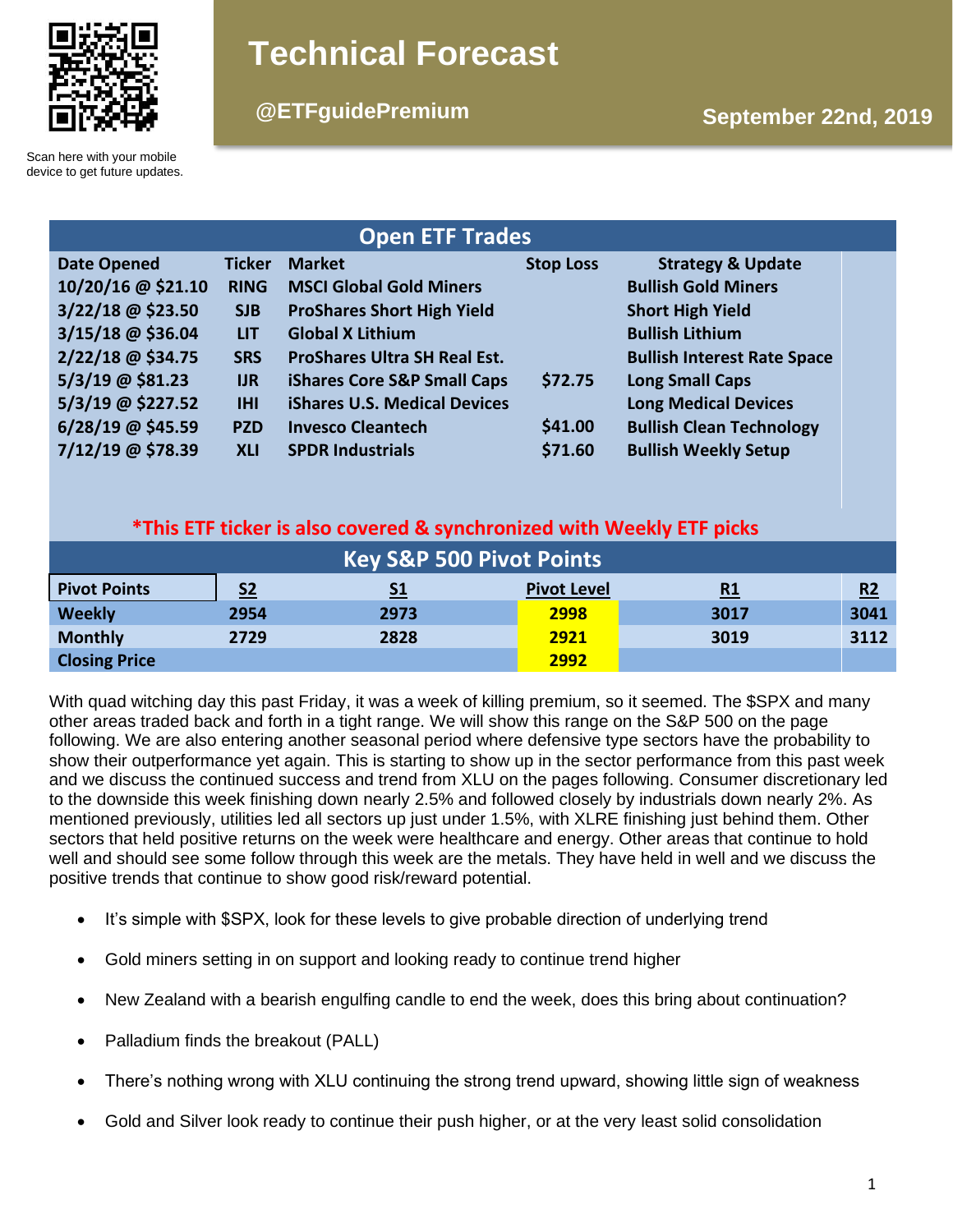# Technical Forecast

**@ETFguidePremium**

**September 22nd, 2019**

Scan here with your mobile device to get future updates.

## Open ETF Trades

| Date Opened | Ticker | Market | Stop Loss | Strategy & Update |
|---|---|---|---|---|
| 10/20/16 @ $21.10 | RING | MSCI Global Gold Miners | | Bullish Gold Miners |
| 3/22/18 @ $23.50 | SJB | ProShares Short High Yield | | Short High Yield |
| 3/15/18 @ $36.04 | LIT | Global X Lithium | | Bullish Lithium |
| 2/22/18 @ $34.75 | SRS | ProShares Ultra SH Real Est. | | Bullish Interest Rate Space |
| 5/3/19 @ $81.23 | IJR | iShares Core S&P Small Caps | $72.75 | Long Small Caps |
| 5/3/19 @ $227.52 | IHI | iShares U.S. Medical Devices | | Long Medical Devices |
| 6/28/19 @ $45.59 | PZD | Invesco Cleantech | $41.00 | Bullish Clean Technology |
| 7/12/19 @ $78.39 | XLI | SPDR Industrials | $71.60 | Bullish Weekly Setup |

*This ETF ticker is also covered & synchronized with Weekly ETF picks

## Key S&P 500 Pivot Points

| Pivot Points | S2 | S1 | Pivot Level | R1 | R2 |
|---|---|---|---|---|---|
| Weekly | 2954 | 2973 | 2998 | 3017 | 3041 |
| Monthly | 2729 | 2828 | 2921 | 3019 | 3112 |
| Closing Price | | | 2992 | | |

With quad witching day this past Friday, it was a week of killing premium, so it seemed. The $SPX and many other areas traded back and forth in a tight range. We will show this range on the S&P 500 on the page following. We are also entering another seasonal period where defensive type sectors have the probability to show their outperformance yet again. This is starting to show up in the sector performance from this past week and we discuss the continued success and trend from XLU on the pages following. Consumer discretionary led to the downside this week finishing down nearly 2.5% and followed closely by industrials down nearly 2%. As mentioned previously, utilities led all sectors up just under 1.5%, with XLRE finishing just behind them. Other sectors that held positive returns on the week were healthcare and energy. Other areas that continue to hold well and should see some follow through this week are the metals. They have held in well and we discuss the positive trends that continue to show good risk/reward potential.

- It's simple with $SPX, look for these levels to give probable direction of underlying trend
- Gold miners setting in on support and looking ready to continue trend higher
- New Zealand with a bearish engulfing candle to end the week, does this bring about continuation?
- Palladium finds the breakout (PALL)
- There's nothing wrong with XLU continuing the strong trend upward, showing little sign of weakness
- Gold and Silver look ready to continue their push higher, or at the very least solid consolidation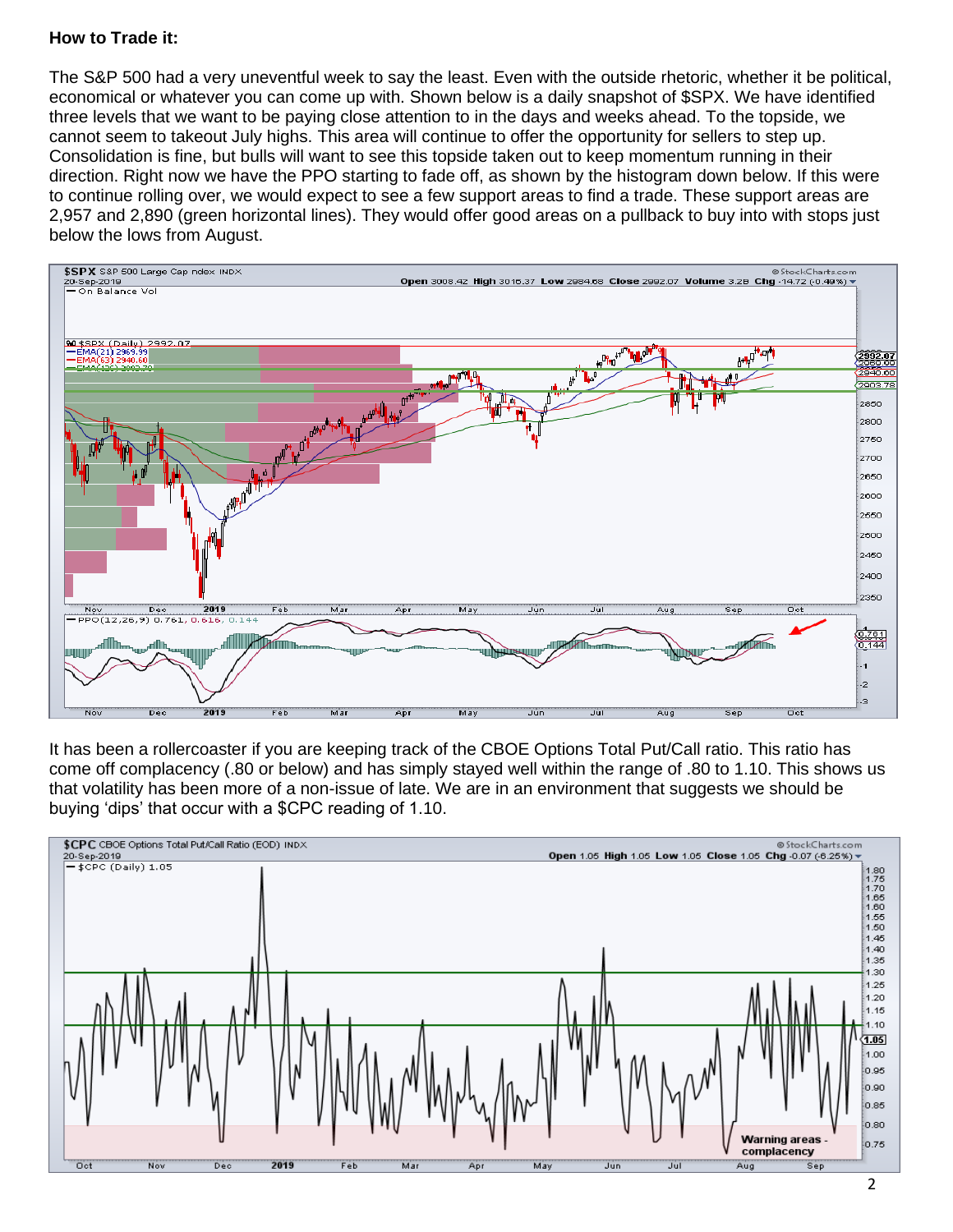**How to Trade it:**

The S&P 500 had a very uneventful week to say the least. Even with the outside rhetoric, whether it be political, economical or whatever you can come up with. Shown below is a daily snapshot of $SPX. We have identified three levels that we want to be paying close attention to in the days and weeks ahead. To the topside, we cannot seem to takeout July highs. This area will continue to offer the opportunity for sellers to step up. Consolidation is fine, but bulls will want to see this topside taken out to keep momentum running in their direction. Right now we have the PPO starting to fade off, as shown by the histogram down below. If this were to continue rolling over, we would expect to see a few support areas to find a trade. These support areas are 2,957 and 2,890 (green horizontal lines). They would offer good areas on a pullback to buy into with stops just below the lows from August.

$SPX S&P 500 Large Cap Index INDX
20-Sep-2019
Open 3008.42 High 3016.37 Low 2984.68 Close 2992.07 Volume 3.2B Chg -14.72 (-0.49%)
On Balance Vol
$SPX (Daily) 2992.07
EMA(21) 2969.99
EMA(63) 2940.60
EMA(126) 2903.78
PPO(12,26,9) 0.761, 0.616, 0.144
© StockCharts.com

It has been a rollercoaster if you are keeping track of the CBOE Options Total Put/Call ratio. This ratio has come off complacency (.80 or below) and has simply stayed well within the range of .80 to 1.10. This shows us that volatility has been more of a non-issue of late. We are in an environment that suggests we should be buying 'dips' that occur with a $CPC reading of 1.10.

$CPC CBOE Options Total Put/Call Ratio (EOD) INDX
20-Sep-2019
Open 1.05 High 1.05 Low 1.05 Close 1.05 Chg -0.07 (-6.25%)
$CPC (Daily) 1.05
Warning areas - complacency
© StockCharts.com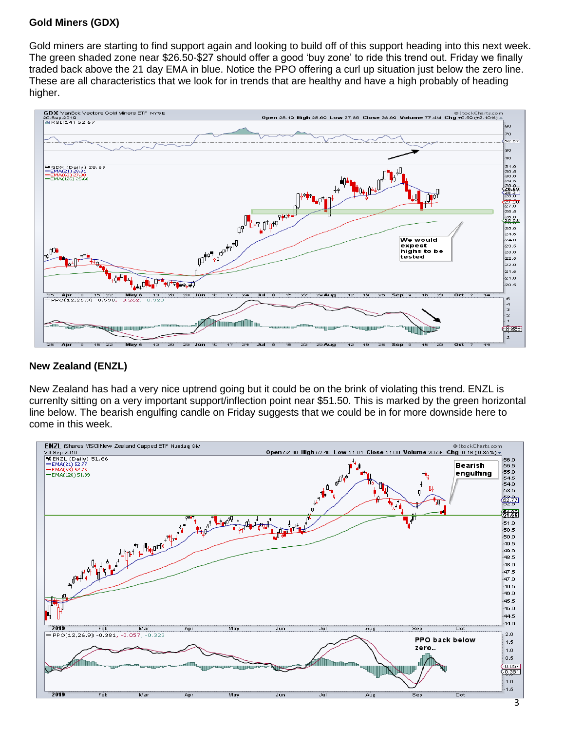## Gold Miners (GDX)

Gold miners are starting to find support again and looking to build off of this support heading into this next week. The green shaded zone near $26.50-$27 should offer a good 'buy zone' to ride this trend out. Friday we finally traded back above the 21 day EMA in blue. Notice the PPO offering a curl up situation just below the zero line. These are all characteristics that we look for in trends that are healthy and have a high probably of heading higher.

GDX VanEck Vectors Gold Miners ETF NYSE
20-Sep-2019
Open 28.19 High 28.69 Low 27.80 Close 28.69 Volume 77.4M Chg +0.59 (+2.10%)
RSI(14) 52.67
GDX (Daily) 28.69
EMA(21) 28.31
EMA(63) 27.38
EMA(126) 25.68
We would expect highs to be tested
PPO(12,26,9) -0.590, -0.262, -0.328

## New Zealand (ENZL)

New Zealand has had a very nice uptrend going but it could be on the brink of violating this trend. ENZL is currenlty sitting on a very important support/inflection point near $51.50. This is marked by the green horizontal line below. The bearish engulfing candle on Friday suggests that we could be in for more downside here to come in this week.

ENZL iShares MSCI New Zealand Capped ETF Nasdaq GM
20-Sep-2019
Open 52.40 High 52.40 Low 51.61 Close 51.66 Volume 26.5K Chg -0.18 (-0.35%)
ENZL (Daily) 51.66
EMA(21) 52.77
EMA(63) 52.75
EMA(126) 51.89
Bearish engulfing
PPO(12,26,9) -0.381, -0.057, -0.323
PPO back below zero..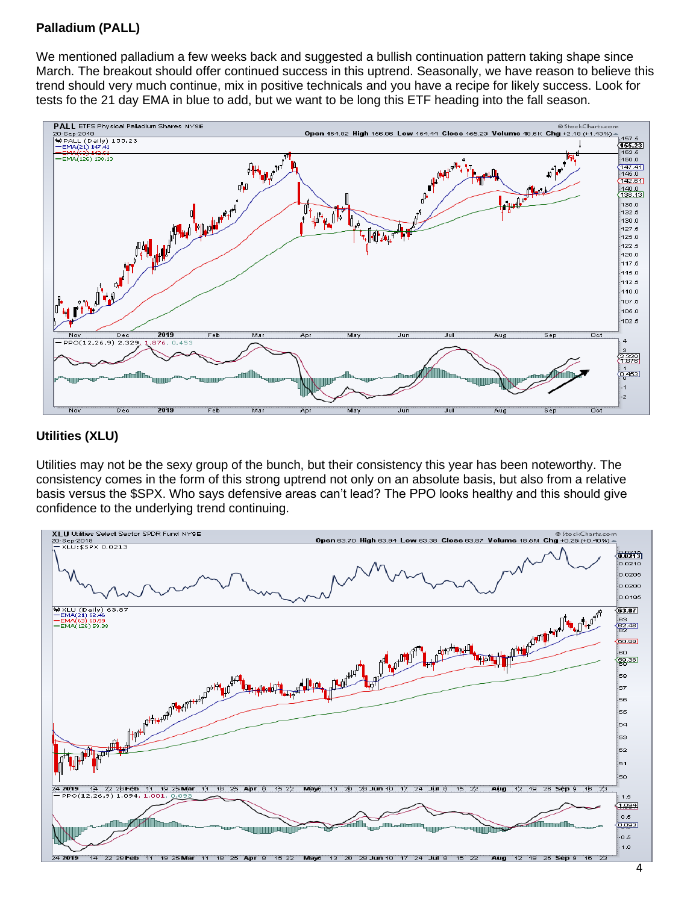**Palladium (PALL)**

We mentioned palladium a few weeks back and suggested a bullish continuation pattern taking shape since March. The breakout should offer continued success in this uptrend. Seasonally, we have reason to believe this trend should very much continue, mix in positive technicals and you have a recipe for likely success. Look for tests fo the 21 day EMA in blue to add, but we want to be long this ETF heading into the fall season.

PALL ETFS Physical Palladium Shares NYSE
© StockCharts.com
20-Sep-2019
Open 154.02 High 156.06 Low 154.44 Close 155.23 Volume 40.6K Chg +2.19 (+1.43%)
PALL (Daily) 155.23
EMA(21) 147.41
EMA(63) 142.61
EMA(126) 138.13
PPO(12,26,9) 2.329, 1.876, 0.453

**Utilities (XLU)**

Utilities may not be the sexy group of the bunch, but their consistency this year has been noteworthy. The consistency comes in the form of this strong uptrend not only on an absolute basis, but also from a relative basis versus the $SPX. Who says defensive areas can't lead? The PPO looks healthy and this should give confidence to the underlying trend continuing.

XLU Utilities Select Sector SPDR Fund NYSE
© StockCharts.com
20-Sep-2019
Open 63.70 High 63.94 Low 63.38 Close 63.87 Volume 18.5M Chg +0.25 (+0.40%)
XLU:$SPX 0.0213
XLU (Daily) 63.87
EMA(21) 62.46
EMA(63) 60.99
EMA(126) 59.38
PPO(12,26,9) 1.094, 1.001, 0.093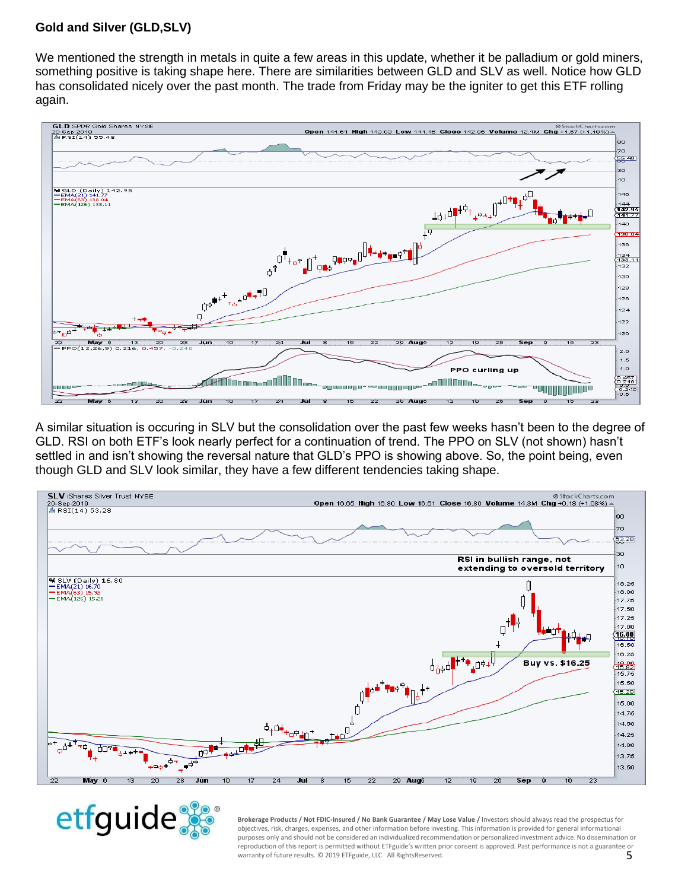## Gold and Silver (GLD,SLV)

We mentioned the strength in metals in quite a few areas in this update, whether it be palladium or gold miners, something positive is taking shape here. There are similarities between GLD and SLV as well. Notice how GLD has consolidated nicely over the past month. The trade from Friday may be the igniter to get this ETF rolling again.

GLD SPDR Gold Shares NYSE
20-Sep-2019
Open 141.61 High 143.03 Low 141.46 Close 142.95 Volume 12.1M Chg +1.67 (+1.18%)
RSI(14) 55.48
GLD (Daily) 142.95
EMA(21) 141.77
EMA(63) 138.04
EMA(126) 133.11
PPO(12,26,9) 0.216, 0.457, -0.240
PPO curling up

A similar situation is occuring in SLV but the consolidation over the past few weeks hasn't been to the degree of GLD. RSI on both ETF's look nearly perfect for a continuation of trend. The PPO on SLV (not shown) hasn't settled in and isn't showing the reversal nature that GLD's PPO is showing above. So, the point being, even though GLD and SLV look similar, they have a few different tendencies taking shape.

SLV iShares Silver Trust NYSE
20-Sep-2019
Open 16.65 High 16.80 Low 16.61 Close 16.80 Volume 14.3M Chg +0.18 (+1.08%)
RSI(14) 53.28
RSI in bullish range, not extending to oversold territory
SLV (Daily) 16.80
EMA(21) 16.70
EMA(63) 15.92
EMA(126) 15.28
Buy vs. $16.25

**Brokerage Products / Not FDIC-Insured / No Bank Guarantee / May Lose Value /** Investors should always read the prospectus for objectives, risk, charges, expenses, and other information before investing. This information is provided for general informational purposes only and should not be considered an individualized recommendation or personalized investment advice. No dissemination or reproduction of this report is permitted without ETFguide's written prior consent is approved. Past performance is not a guarantee or warranty of future results. © 2019 ETFguide, LLC All RightsReserved.